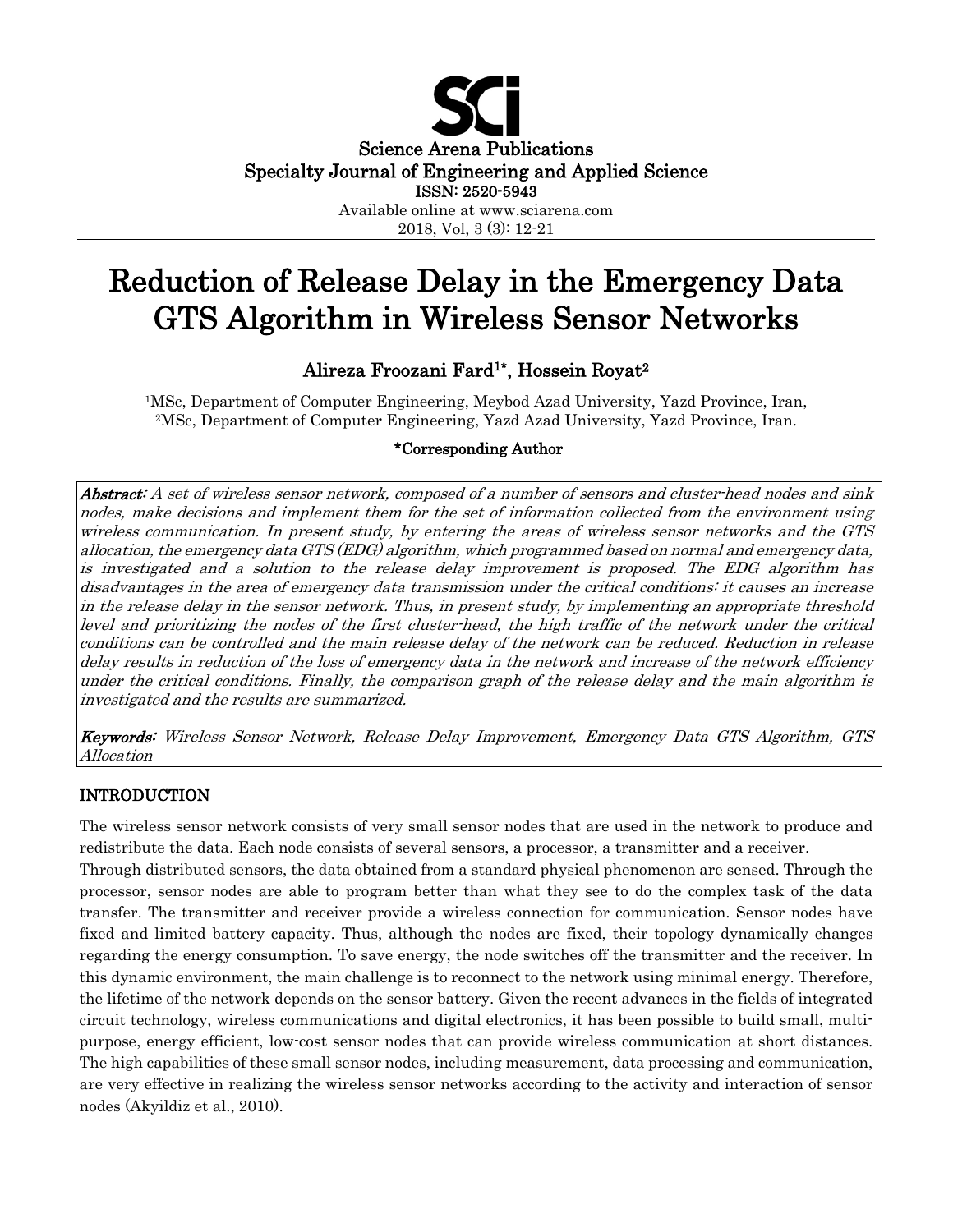Science Arena Publications
Specialty Journal of Engineering and Applied Science
ISSN: 2520-5943
Available online at www.sciarena.com
2018, Vol, 3 (3): 12-21

# Reduction of Release Delay in the Emergency Data GTS Algorithm in Wireless Sensor Networks

**Alireza Froozani Fard[1]*, Hossein Royat[2]**

[1]MSc, Department of Computer Engineering, Meybod Azad University, Yazd Province, Iran,
[2]MSc, Department of Computer Engineering, Yazd Azad University, Yazd Province, Iran.

**\*Corresponding Author**

***Abstract:*** *A set of wireless sensor network, composed of a number of sensors and cluster-head nodes and sink nodes, make decisions and implement them for the set of information collected from the environment using wireless communication. In present study, by entering the areas of wireless sensor networks and the GTS allocation, the emergency data GTS (EDG) algorithm, which programmed based on normal and emergency data, is investigated and a solution to the release delay improvement is proposed. The EDG algorithm has disadvantages in the area of emergency data transmission under the critical conditions: it causes an increase in the release delay in the sensor network. Thus, in present study, by implementing an appropriate threshold level and prioritizing the nodes of the first cluster-head, the high traffic of the network under the critical conditions can be controlled and the main release delay of the network can be reduced. Reduction in release delay results in reduction of the loss of emergency data in the network and increase of the network efficiency under the critical conditions. Finally, the comparison graph of the release delay and the main algorithm is investigated and the results are summarized.*

***Keywords:*** *Wireless Sensor Network, Release Delay Improvement, Emergency Data GTS Algorithm, GTS Allocation*

## INTRODUCTION

The wireless sensor network consists of very small sensor nodes that are used in the network to produce and redistribute the data. Each node consists of several sensors, a processor, a transmitter and a receiver.

Through distributed sensors, the data obtained from a standard physical phenomenon are sensed. Through the processor, sensor nodes are able to program better than what they see to do the complex task of the data transfer. The transmitter and receiver provide a wireless connection for communication. Sensor nodes have fixed and limited battery capacity. Thus, although the nodes are fixed, their topology dynamically changes regarding the energy consumption. To save energy, the node switches off the transmitter and the receiver. In this dynamic environment, the main challenge is to reconnect to the network using minimal energy. Therefore, the lifetime of the network depends on the sensor battery. Given the recent advances in the fields of integrated circuit technology, wireless communications and digital electronics, it has been possible to build small, multi-purpose, energy efficient, low-cost sensor nodes that can provide wireless communication at short distances. The high capabilities of these small sensor nodes, including measurement, data processing and communication, are very effective in realizing the wireless sensor networks according to the activity and interaction of sensor nodes (Akyildiz et al., 2010).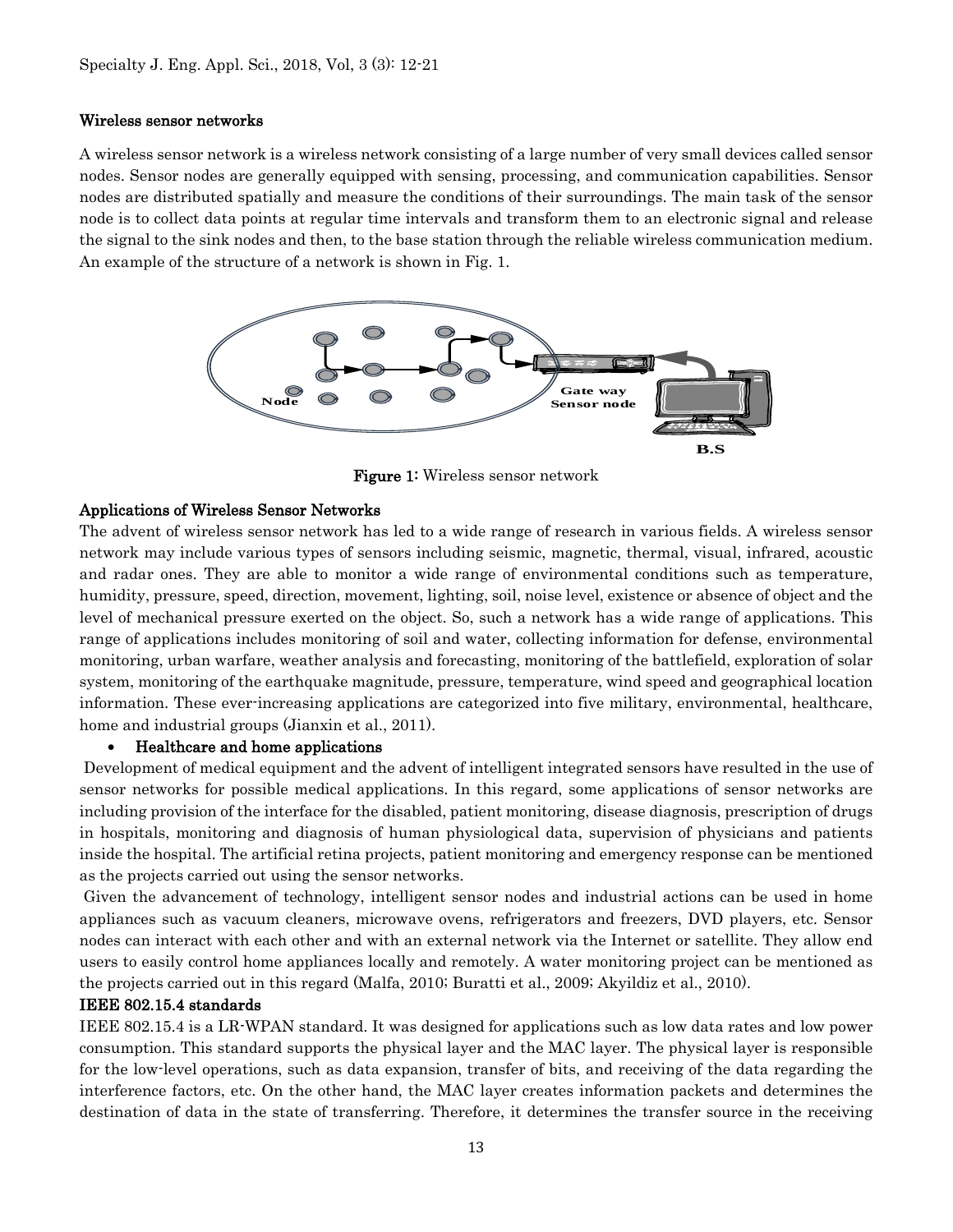### Wireless sensor networks

A wireless sensor network is a wireless network consisting of a large number of very small devices called sensor nodes. Sensor nodes are generally equipped with sensing, processing, and communication capabilities. Sensor nodes are distributed spatially and measure the conditions of their surroundings. The main task of the sensor node is to collect data points at regular time intervals and transform them to an electronic signal and release the signal to the sink nodes and then, to the base station through the reliable wireless communication medium. An example of the structure of a network is shown in Fig. 1.

**Figure 1:** Wireless sensor network

### Applications of Wireless Sensor Networks

The advent of wireless sensor network has led to a wide range of research in various fields. A wireless sensor network may include various types of sensors including seismic, magnetic, thermal, visual, infrared, acoustic and radar ones. They are able to monitor a wide range of environmental conditions such as temperature, humidity, pressure, speed, direction, movement, lighting, soil, noise level, existence or absence of object and the level of mechanical pressure exerted on the object. So, such a network has a wide range of applications. This range of applications includes monitoring of soil and water, collecting information for defense, environmental monitoring, urban warfare, weather analysis and forecasting, monitoring of the battlefield, exploration of solar system, monitoring of the earthquake magnitude, pressure, temperature, wind speed and geographical location information. These ever-increasing applications are categorized into five military, environmental, healthcare, home and industrial groups (Jianxin et al., 2011).

- **Healthcare and home applications**

Development of medical equipment and the advent of intelligent integrated sensors have resulted in the use of sensor networks for possible medical applications. In this regard, some applications of sensor networks are including provision of the interface for the disabled, patient monitoring, disease diagnosis, prescription of drugs in hospitals, monitoring and diagnosis of human physiological data, supervision of physicians and patients inside the hospital. The artificial retina projects, patient monitoring and emergency response can be mentioned as the projects carried out using the sensor networks.

Given the advancement of technology, intelligent sensor nodes and industrial actions can be used in home appliances such as vacuum cleaners, microwave ovens, refrigerators and freezers, DVD players, etc. Sensor nodes can interact with each other and with an external network via the Internet or satellite. They allow end users to easily control home appliances locally and remotely. A water monitoring project can be mentioned as the projects carried out in this regard (Malfa, 2010; Buratti et al., 2009; Akyildiz et al., 2010).

### IEEE 802.15.4 standards

IEEE 802.15.4 is a LR-WPAN standard. It was designed for applications such as low data rates and low power consumption. This standard supports the physical layer and the MAC layer. The physical layer is responsible for the low-level operations, such as data expansion, transfer of bits, and receiving of the data regarding the interference factors, etc. On the other hand, the MAC layer creates information packets and determines the destination of data in the state of transferring. Therefore, it determines the transfer source in the receiving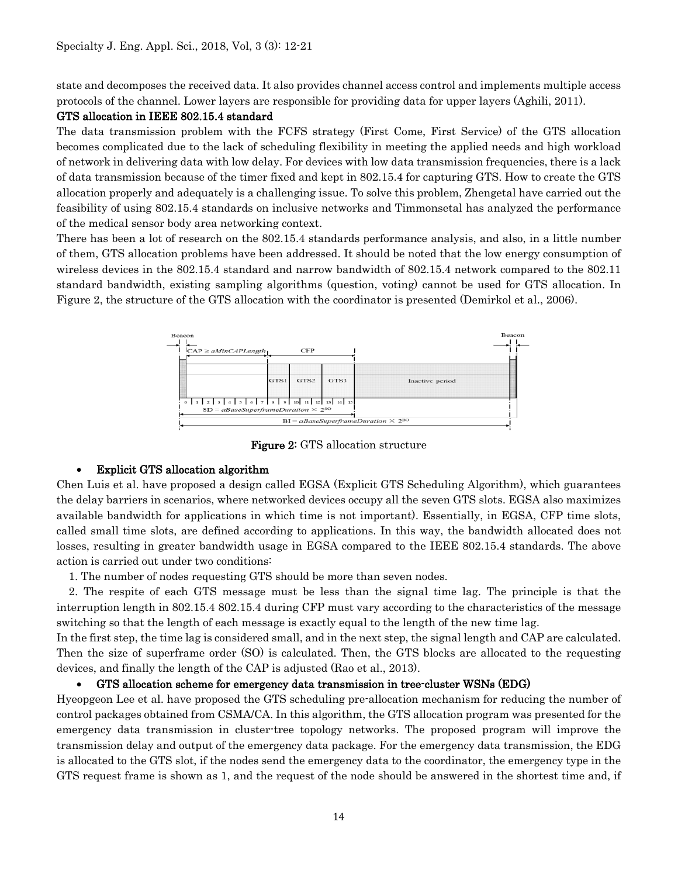state and decomposes the received data. It also provides channel access control and implements multiple access protocols of the channel. Lower layers are responsible for providing data for upper layers (Aghili, 2011).

### GTS allocation in IEEE 802.15.4 standard

The data transmission problem with the FCFS strategy (First Come, First Service) of the GTS allocation becomes complicated due to the lack of scheduling flexibility in meeting the applied needs and high workload of network in delivering data with low delay. For devices with low data transmission frequencies, there is a lack of data transmission because of the timer fixed and kept in 802.15.4 for capturing GTS. How to create the GTS allocation properly and adequately is a challenging issue. To solve this problem, Zhengetal have carried out the feasibility of using 802.15.4 standards on inclusive networks and Timmonsetal has analyzed the performance of the medical sensor body area networking context.

There has been a lot of research on the 802.15.4 standards performance analysis, and also, in a little number of them, GTS allocation problems have been addressed. It should be noted that the low energy consumption of wireless devices in the 802.15.4 standard and narrow bandwidth of 802.15.4 network compared to the 802.11 standard bandwidth, existing sampling algorithms (question, voting) cannot be used for GTS allocation. In Figure 2, the structure of the GTS allocation with the coordinator is presented (Demirkol et al., 2006).

**Figure 2:** GTS allocation structure

- **Explicit GTS allocation algorithm**

Chen Luis et al. have proposed a design called EGSA (Explicit GTS Scheduling Algorithm), which guarantees the delay barriers in scenarios, where networked devices occupy all the seven GTS slots. EGSA also maximizes available bandwidth for applications in which time is not important). Essentially, in EGSA, CFP time slots, called small time slots, are defined according to applications. In this way, the bandwidth allocated does not losses, resulting in greater bandwidth usage in EGSA compared to the IEEE 802.15.4 standards. The above action is carried out under two conditions:

1. The number of nodes requesting GTS should be more than seven nodes.
2. The respite of each GTS message must be less than the signal time lag. The principle is that the interruption length in 802.15.4 802.15.4 during CFP must vary according to the characteristics of the message switching so that the length of each message is exactly equal to the length of the new time lag.

In the first step, the time lag is considered small, and in the next step, the signal length and CAP are calculated. Then the size of superframe order (SO) is calculated. Then, the GTS blocks are allocated to the requesting devices, and finally the length of the CAP is adjusted (Rao et al., 2013).

- **GTS allocation scheme for emergency data transmission in tree-cluster WSNs (EDG)**

Hyeopgeon Lee et al. have proposed the GTS scheduling pre-allocation mechanism for reducing the number of control packages obtained from CSMA/CA. In this algorithm, the GTS allocation program was presented for the emergency data transmission in cluster-tree topology networks. The proposed program will improve the transmission delay and output of the emergency data package. For the emergency data transmission, the EDG is allocated to the GTS slot, if the nodes send the emergency data to the coordinator, the emergency type in the GTS request frame is shown as 1, and the request of the node should be answered in the shortest time and, if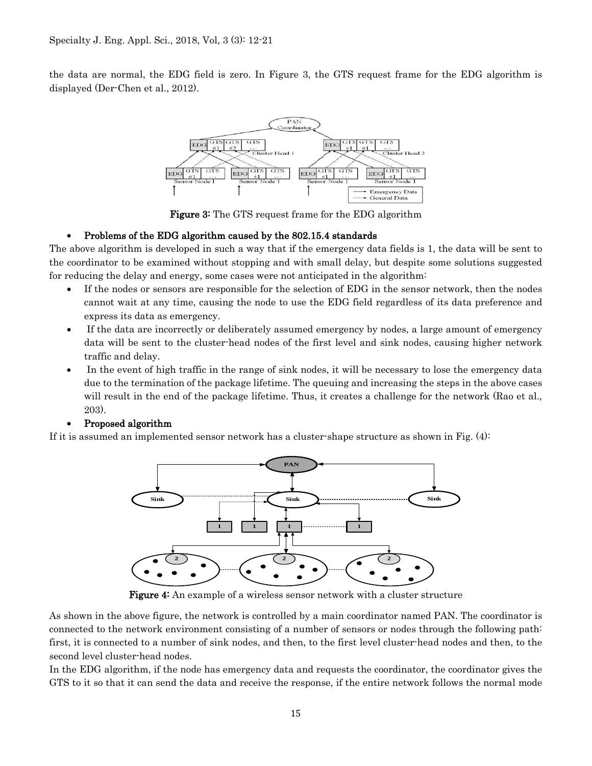the data are normal, the EDG field is zero. In Figure 3, the GTS request frame for the EDG algorithm is displayed (Der-Chen et al., 2012).

**Figure 3:** The GTS request frame for the EDG algorithm

- **Problems of the EDG algorithm caused by the 802.15.4 standards**

The above algorithm is developed in such a way that if the emergency data fields is 1, the data will be sent to the coordinator to be examined without stopping and with small delay, but despite some solutions suggested for reducing the delay and energy, some cases were not anticipated in the algorithm:

- If the nodes or sensors are responsible for the selection of EDG in the sensor network, then the nodes cannot wait at any time, causing the node to use the EDG field regardless of its data preference and express its data as emergency.
- If the data are incorrectly or deliberately assumed emergency by nodes, a large amount of emergency data will be sent to the cluster-head nodes of the first level and sink nodes, causing higher network traffic and delay.
- In the event of high traffic in the range of sink nodes, it will be necessary to lose the emergency data due to the termination of the package lifetime. The queuing and increasing the steps in the above cases will result in the end of the package lifetime. Thus, it creates a challenge for the network (Rao et al., 203).

- **Proposed algorithm**

If it is assumed an implemented sensor network has a cluster-shape structure as shown in Fig. (4):

**Figure 4:** An example of a wireless sensor network with a cluster structure

As shown in the above figure, the network is controlled by a main coordinator named PAN. The coordinator is connected to the network environment consisting of a number of sensors or nodes through the following path: first, it is connected to a number of sink nodes, and then, to the first level cluster-head nodes and then, to the second level cluster-head nodes.

In the EDG algorithm, if the node has emergency data and requests the coordinator, the coordinator gives the GTS to it so that it can send the data and receive the response, if the entire network follows the normal mode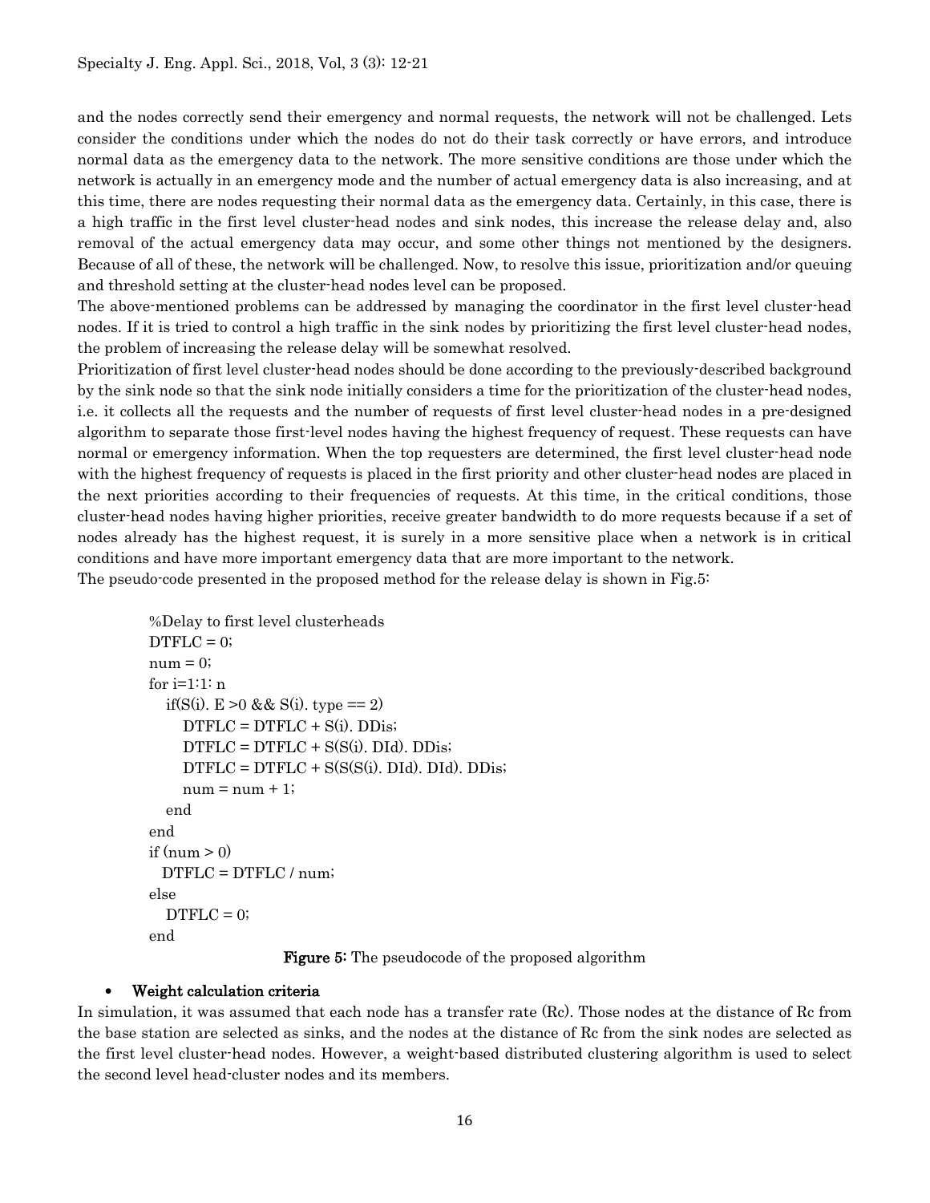and the nodes correctly send their emergency and normal requests, the network will not be challenged. Lets consider the conditions under which the nodes do not do their task correctly or have errors, and introduce normal data as the emergency data to the network. The more sensitive conditions are those under which the network is actually in an emergency mode and the number of actual emergency data is also increasing, and at this time, there are nodes requesting their normal data as the emergency data. Certainly, in this case, there is a high traffic in the first level cluster-head nodes and sink nodes, this increase the release delay and, also removal of the actual emergency data may occur, and some other things not mentioned by the designers. Because of all of these, the network will be challenged. Now, to resolve this issue, prioritization and/or queuing and threshold setting at the cluster-head nodes level can be proposed.

The above-mentioned problems can be addressed by managing the coordinator in the first level cluster-head nodes. If it is tried to control a high traffic in the sink nodes by prioritizing the first level cluster-head nodes, the problem of increasing the release delay will be somewhat resolved.

Prioritization of first level cluster-head nodes should be done according to the previously-described background by the sink node so that the sink node initially considers a time for the prioritization of the cluster-head nodes, i.e. it collects all the requests and the number of requests of first level cluster-head nodes in a pre-designed algorithm to separate those first-level nodes having the highest frequency of request. These requests can have normal or emergency information. When the top requesters are determined, the first level cluster-head node with the highest frequency of requests is placed in the first priority and other cluster-head nodes are placed in the next priorities according to their frequencies of requests. At this time, in the critical conditions, those cluster-head nodes having higher priorities, receive greater bandwidth to do more requests because if a set of nodes already has the highest request, it is surely in a more sensitive place when a network is in critical conditions and have more important emergency data that are more important to the network.

The pseudo-code presented in the proposed method for the release delay is shown in Fig.5:

```
%Delay to first level clusterheads
DTFLC = 0;
num = 0;
for i=1:1: n
   if(S(i). E >0 && S(i). type == 2)
      DTFLC = DTFLC + S(i). DDis;
      DTFLC = DTFLC + S(S(i). DId). DDis;
      DTFLC = DTFLC + S(S(S(i). DId). DId). DDis;
      num = num + 1;
   end
end
if (num > 0)
  DTFLC = DTFLC / num;
else
   DTFLC = 0;
end
```

**Figure 5:** The pseudocode of the proposed algorithm

- **Weight calculation criteria**

In simulation, it was assumed that each node has a transfer rate (Rc). Those nodes at the distance of Rc from the base station are selected as sinks, and the nodes at the distance of Rc from the sink nodes are selected as the first level cluster-head nodes. However, a weight-based distributed clustering algorithm is used to select the second level head-cluster nodes and its members.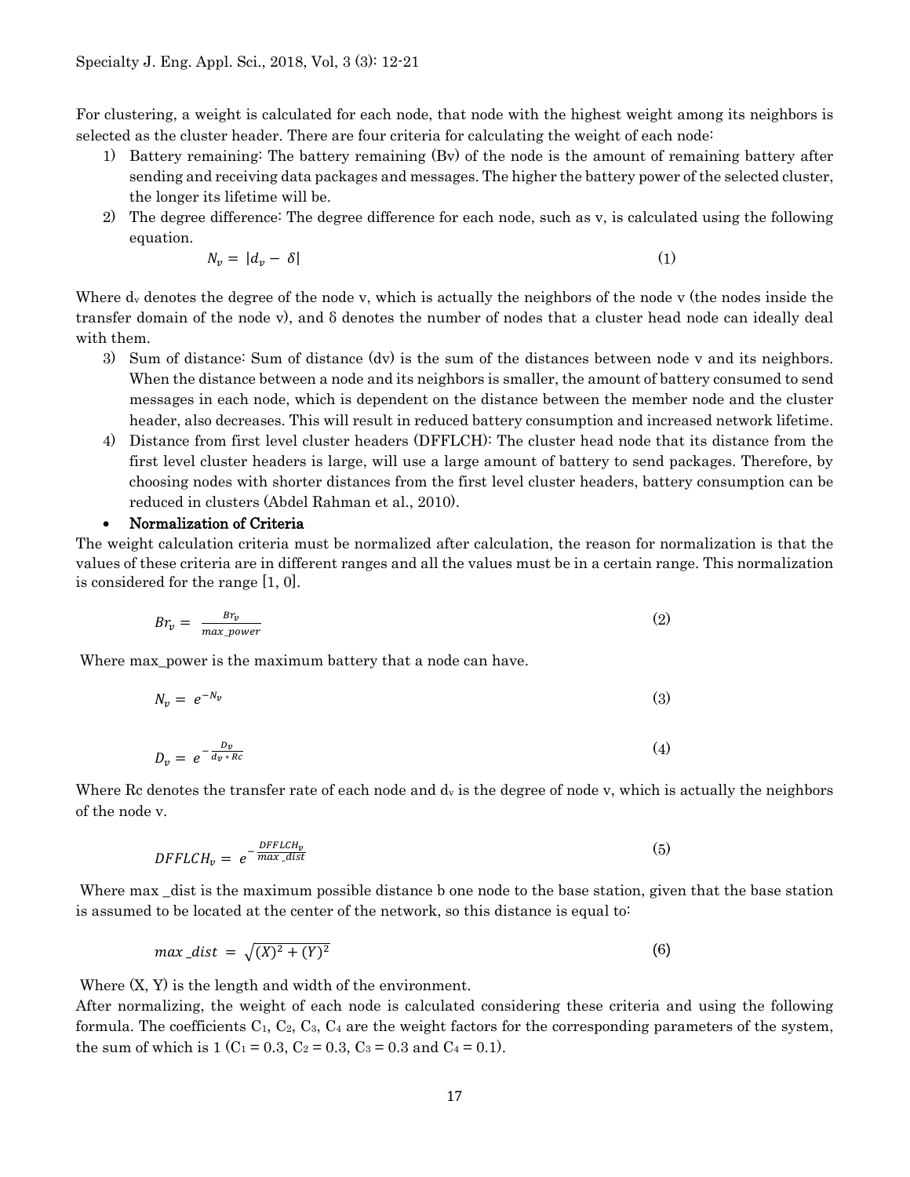For clustering, a weight is calculated for each node, that node with the highest weight among its neighbors is selected as the cluster header. There are four criteria for calculating the weight of each node:

1) Battery remaining: The battery remaining (Bv) of the node is the amount of remaining battery after sending and receiving data packages and messages. The higher the battery power of the selected cluster, the longer its lifetime will be.
2) The degree difference: The degree difference for each node, such as v, is calculated using the following equation.

$$N_v = |d_v - \delta| \tag{1}$$

Where $d_v$ denotes the degree of the node v, which is actually the neighbors of the node v (the nodes inside the transfer domain of the node v), and δ denotes the number of nodes that a cluster head node can ideally deal with them.

3) Sum of distance: Sum of distance (dv) is the sum of the distances between node v and its neighbors. When the distance between a node and its neighbors is smaller, the amount of battery consumed to send messages in each node, which is dependent on the distance between the member node and the cluster header, also decreases. This will result in reduced battery consumption and increased network lifetime.
4) Distance from first level cluster headers (DFFLCH): The cluster head node that its distance from the first level cluster headers is large, will use a large amount of battery to send packages. Therefore, by choosing nodes with shorter distances from the first level cluster headers, battery consumption can be reduced in clusters (Abdel Rahman et al., 2010).

- **Normalization of Criteria**

The weight calculation criteria must be normalized after calculation, the reason for normalization is that the values of these criteria are in different ranges and all the values must be in a certain range. This normalization is considered for the range [1, 0].

$$Br_v = \frac{Br_v}{max\_power} \tag{2}$$

Where max_power is the maximum battery that a node can have.

$$N_v = e^{-N_v} \tag{3}$$

$$D_v = e^{-\frac{D_v}{d_v * Rc}} \tag{4}$$

Where Rc denotes the transfer rate of each node and $d_v$ is the degree of node v, which is actually the neighbors of the node v.

$$DFFLCH_v = e^{-\frac{DFFLCH_v}{max\_dist}} \tag{5}$$

Where max _dist is the maximum possible distance b one node to the base station, given that the base station is assumed to be located at the center of the network, so this distance is equal to:

$$max\_dist = \sqrt{(X)^2 + (Y)^2} \tag{6}$$

Where (X, Y) is the length and width of the environment.

After normalizing, the weight of each node is calculated considering these criteria and using the following formula. The coefficients $C_1$, $C_2$, $C_3$, $C_4$ are the weight factors for the corresponding parameters of the system, the sum of which is 1 ($C_1 = 0.3$, $C_2 = 0.3$, $C_3 = 0.3$ and $C_4 = 0.1$).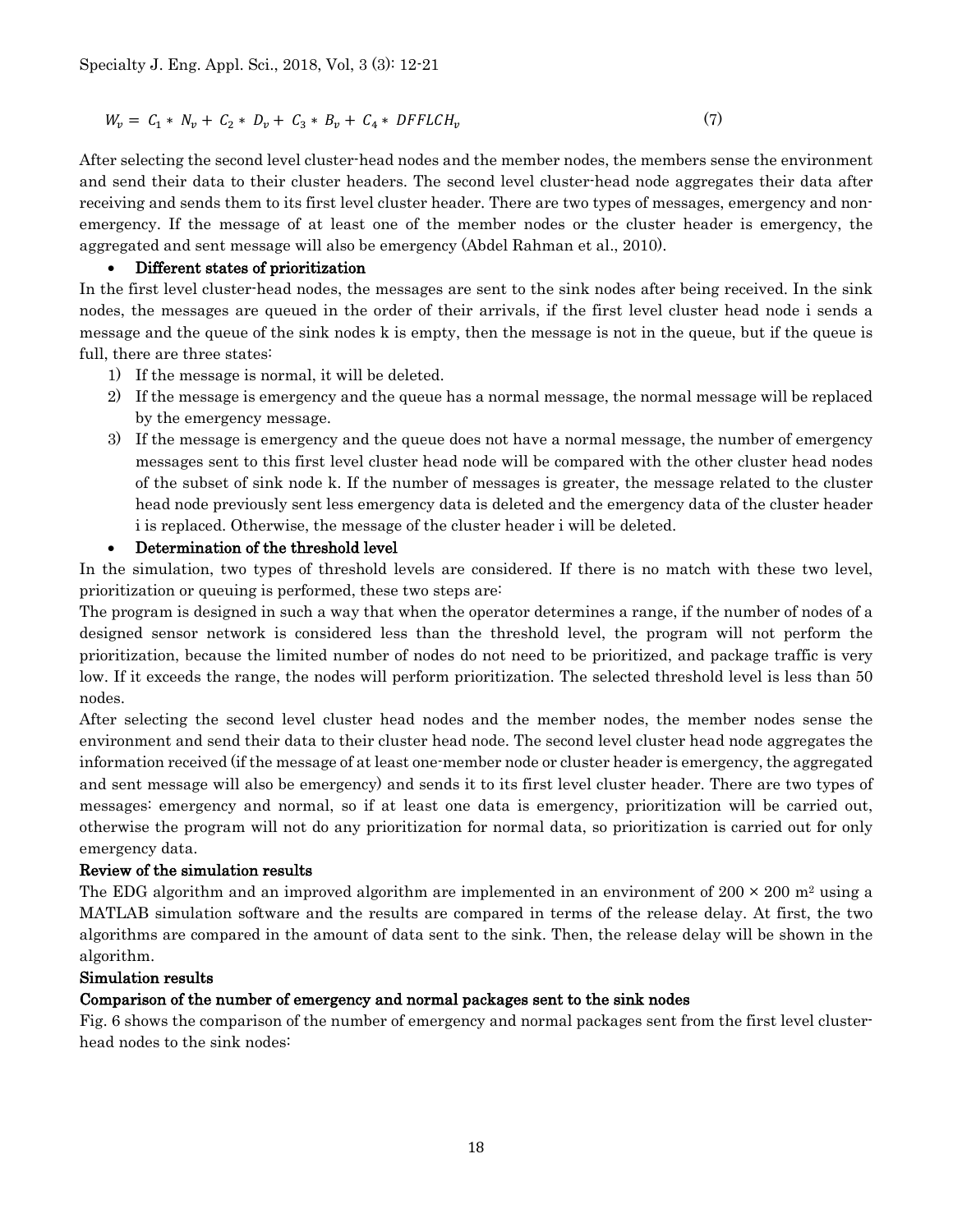$$W_v = C_1 * N_v + C_2 * D_v + C_3 * B_v + C_4 * DFFLCH_v \tag{7}$$

After selecting the second level cluster-head nodes and the member nodes, the members sense the environment and send their data to their cluster headers. The second level cluster-head node aggregates their data after receiving and sends them to its first level cluster header. There are two types of messages, emergency and non-emergency. If the message of at least one of the member nodes or the cluster header is emergency, the aggregated and sent message will also be emergency (Abdel Rahman et al., 2010).

- **Different states of prioritization**

In the first level cluster-head nodes, the messages are sent to the sink nodes after being received. In the sink nodes, the messages are queued in the order of their arrivals, if the first level cluster head node i sends a message and the queue of the sink nodes k is empty, then the message is not in the queue, but if the queue is full, there are three states:

1) If the message is normal, it will be deleted.
2) If the message is emergency and the queue has a normal message, the normal message will be replaced by the emergency message.
3) If the message is emergency and the queue does not have a normal message, the number of emergency messages sent to this first level cluster head node will be compared with the other cluster head nodes of the subset of sink node k. If the number of messages is greater, the message related to the cluster head node previously sent less emergency data is deleted and the emergency data of the cluster header i is replaced. Otherwise, the message of the cluster header i will be deleted.

- **Determination of the threshold level**

In the simulation, two types of threshold levels are considered. If there is no match with these two level, prioritization or queuing is performed, these two steps are:

The program is designed in such a way that when the operator determines a range, if the number of nodes of a designed sensor network is considered less than the threshold level, the program will not perform the prioritization, because the limited number of nodes do not need to be prioritized, and package traffic is very low. If it exceeds the range, the nodes will perform prioritization. The selected threshold level is less than 50 nodes.

After selecting the second level cluster head nodes and the member nodes, the member nodes sense the environment and send their data to their cluster head node. The second level cluster head node aggregates the information received (if the message of at least one-member node or cluster header is emergency, the aggregated and sent message will also be emergency) and sends it to its first level cluster header. There are two types of messages: emergency and normal, so if at least one data is emergency, prioritization will be carried out, otherwise the program will not do any prioritization for normal data, so prioritization is carried out for only emergency data.

**Review of the simulation results**

The EDG algorithm and an improved algorithm are implemented in an environment of $200 \times 200$ m$^2$ using a MATLAB simulation software and the results are compared in terms of the release delay. At first, the two algorithms are compared in the amount of data sent to the sink. Then, the release delay will be shown in the algorithm.

**Simulation results**

**Comparison of the number of emergency and normal packages sent to the sink nodes**

Fig. 6 shows the comparison of the number of emergency and normal packages sent from the first level cluster-head nodes to the sink nodes: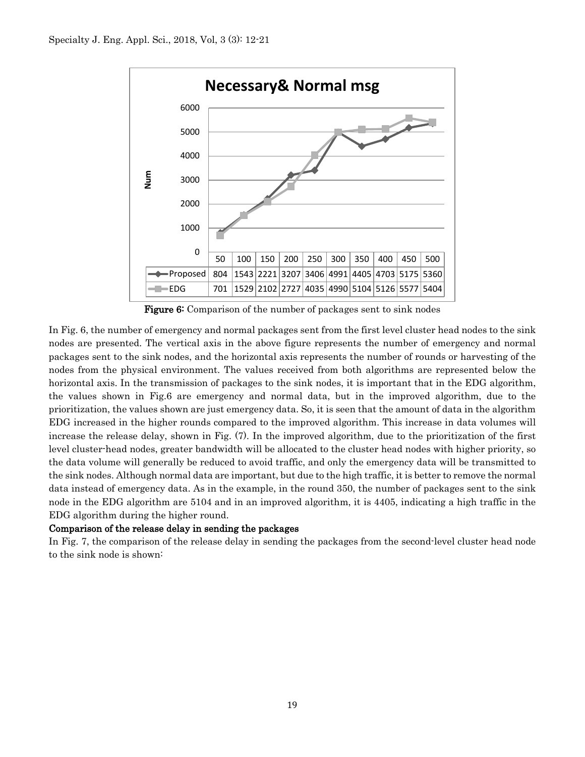**Necessary& Normal msg**

| | 50 | 100 | 150 | 200 | 250 | 300 | 350 | 400 | 450 | 500 |
|---|---|---|---|---|---|---|---|---|---|---|
| Proposed | 804 | 1543 | 2221 | 3207 | 3406 | 4991 | 4405 | 4703 | 5175 | 5360 |
| EDG | 701 | 1529 | 2102 | 2727 | 4035 | 4990 | 5104 | 5126 | 5577 | 5404 |

**Figure 6:** Comparison of the number of packages sent to sink nodes

In Fig. 6, the number of emergency and normal packages sent from the first level cluster head nodes to the sink nodes are presented. The vertical axis in the above figure represents the number of emergency and normal packages sent to the sink nodes, and the horizontal axis represents the number of rounds or harvesting of the nodes from the physical environment. The values received from both algorithms are represented below the horizontal axis. In the transmission of packages to the sink nodes, it is important that in the EDG algorithm, the values shown in Fig.6 are emergency and normal data, but in the improved algorithm, due to the prioritization, the values shown are just emergency data. So, it is seen that the amount of data in the algorithm EDG increased in the higher rounds compared to the improved algorithm. This increase in data volumes will increase the release delay, shown in Fig. (7). In the improved algorithm, due to the prioritization of the first level cluster-head nodes, greater bandwidth will be allocated to the cluster head nodes with higher priority, so the data volume will generally be reduced to avoid traffic, and only the emergency data will be transmitted to the sink nodes. Although normal data are important, but due to the high traffic, it is better to remove the normal data instead of emergency data. As in the example, in the round 350, the number of packages sent to the sink node in the EDG algorithm are 5104 and in an improved algorithm, it is 4405, indicating a high traffic in the EDG algorithm during the higher round.

**Comparison of the release delay in sending the packages**

In Fig. 7, the comparison of the release delay in sending the packages from the second-level cluster head node to the sink node is shown: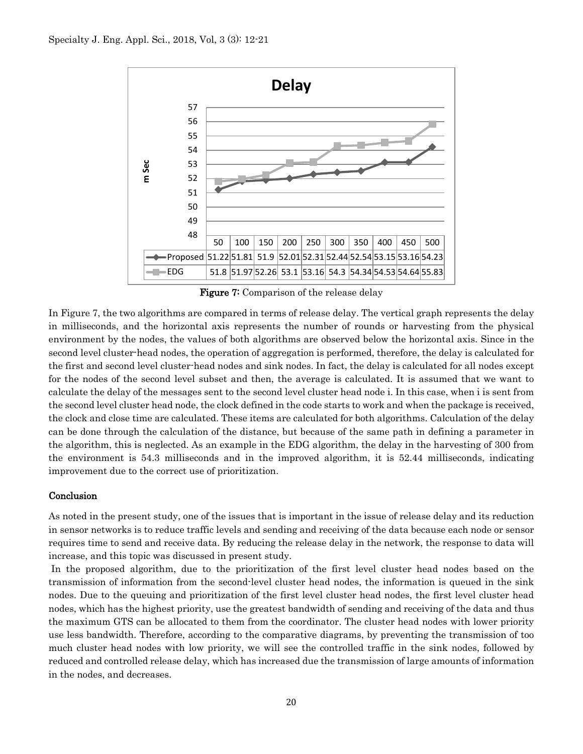| | 50 | 100 | 150 | 200 | 250 | 300 | 350 | 400 | 450 | 500 |
|---|---|---|---|---|---|---|---|---|---|---|
| Proposed | 51.22 | 51.81 | 51.9 | 52.01 | 52.31 | 52.44 | 52.54 | 53.15 | 53.16 | 54.23 |
| EDG | 51.8 | 51.97 | 52.26 | 53.1 | 53.16 | 54.3 | 54.34 | 54.53 | 54.64 | 55.83 |

**Figure 7:** Comparison of the release delay

In Figure 7, the two algorithms are compared in terms of release delay. The vertical graph represents the delay in milliseconds, and the horizontal axis represents the number of rounds or harvesting from the physical environment by the nodes, the values of both algorithms are observed below the horizontal axis. Since in the second level cluster-head nodes, the operation of aggregation is performed, therefore, the delay is calculated for the first and second level cluster-head nodes and sink nodes. In fact, the delay is calculated for all nodes except for the nodes of the second level subset and then, the average is calculated. It is assumed that we want to calculate the delay of the messages sent to the second level cluster head node i. In this case, when i is sent from the second level cluster head node, the clock defined in the code starts to work and when the package is received, the clock and close time are calculated. These items are calculated for both algorithms. Calculation of the delay can be done through the calculation of the distance, but because of the same path in defining a parameter in the algorithm, this is neglected. As an example in the EDG algorithm, the delay in the harvesting of 300 from the environment is 54.3 milliseconds and in the improved algorithm, it is 52.44 milliseconds, indicating improvement due to the correct use of prioritization.

## Conclusion

As noted in the present study, one of the issues that is important in the issue of release delay and its reduction in sensor networks is to reduce traffic levels and sending and receiving of the data because each node or sensor requires time to send and receive data. By reducing the release delay in the network, the response to data will increase, and this topic was discussed in present study.

In the proposed algorithm, due to the prioritization of the first level cluster head nodes based on the transmission of information from the second-level cluster head nodes, the information is queued in the sink nodes. Due to the queuing and prioritization of the first level cluster head nodes, the first level cluster head nodes, which has the highest priority, use the greatest bandwidth of sending and receiving of the data and thus the maximum GTS can be allocated to them from the coordinator. The cluster head nodes with lower priority use less bandwidth. Therefore, according to the comparative diagrams, by preventing the transmission of too much cluster head nodes with low priority, we will see the controlled traffic in the sink nodes, followed by reduced and controlled release delay, which has increased due the transmission of large amounts of information in the nodes, and decreases.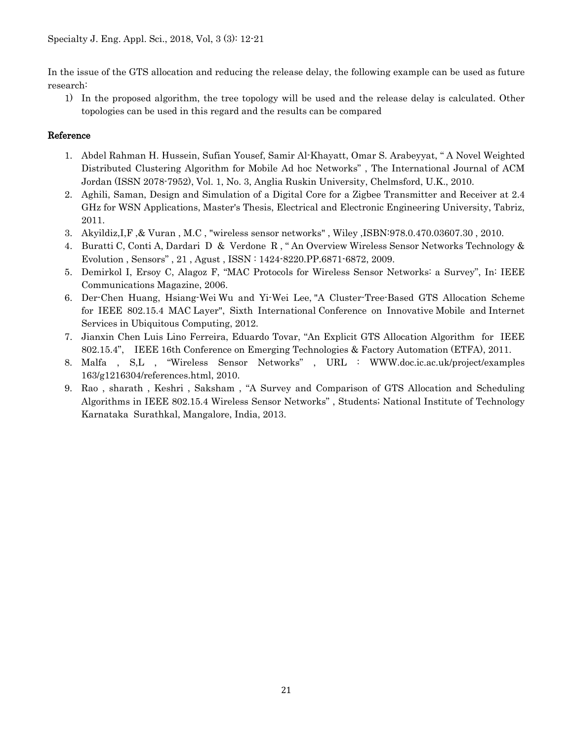In the issue of the GTS allocation and reducing the release delay, the following example can be used as future research:

1) In the proposed algorithm, the tree topology will be used and the release delay is calculated. Other topologies can be used in this regard and the results can be compared

## Reference

1. Abdel Rahman H. Hussein, Sufian Yousef, Samir Al-Khayatt, Omar S. Arabeyyat, " A Novel Weighted Distributed Clustering Algorithm for Mobile Ad hoc Networks" , The International Journal of ACM Jordan (ISSN 2078-7952), Vol. 1, No. 3, Anglia Ruskin University, Chelmsford, U.K., 2010.
2. Aghili, Saman, Design and Simulation of a Digital Core for a Zigbee Transmitter and Receiver at 2.4 GHz for WSN Applications, Master's Thesis, Electrical and Electronic Engineering University, Tabriz, 2011.
3. Akyildiz,I,F ,& Vuran , M.C , "wireless sensor networks" , Wiley ,ISBN:978.0.470.03607.30 , 2010.
4. Buratti C, Conti A, Dardari D & Verdone R , " An Overview Wireless Sensor Networks Technology & Evolution , Sensors" , 21 , Agust , ISSN : 1424-8220.PP.6871-6872, 2009.
5. Demirkol I, Ersoy C, Alagoz F, "MAC Protocols for Wireless Sensor Networks: a Survey", In: IEEE Communications Magazine, 2006.
6. Der-Chen Huang, Hsiang-Wei Wu and Yi-Wei Lee, "A Cluster-Tree-Based GTS Allocation Scheme for IEEE 802.15.4 MAC Layer", Sixth International Conference on Innovative Mobile and Internet Services in Ubiquitous Computing, 2012.
7. Jianxin Chen Luis Lino Ferreira, Eduardo Tovar, "An Explicit GTS Allocation Algorithm for IEEE 802.15.4", IEEE 16th Conference on Emerging Technologies & Factory Automation (ETFA), 2011.
8. Malfa , S,L , "Wireless Sensor Networks" , URL : WWW.doc.ic.ac.uk/project/examples 163/g1216304/references.html, 2010.
9. Rao , sharath , Keshri , Saksham , "A Survey and Comparison of GTS Allocation and Scheduling Algorithms in IEEE 802.15.4 Wireless Sensor Networks" , Students; National Institute of Technology Karnataka Surathkal, Mangalore, India, 2013.